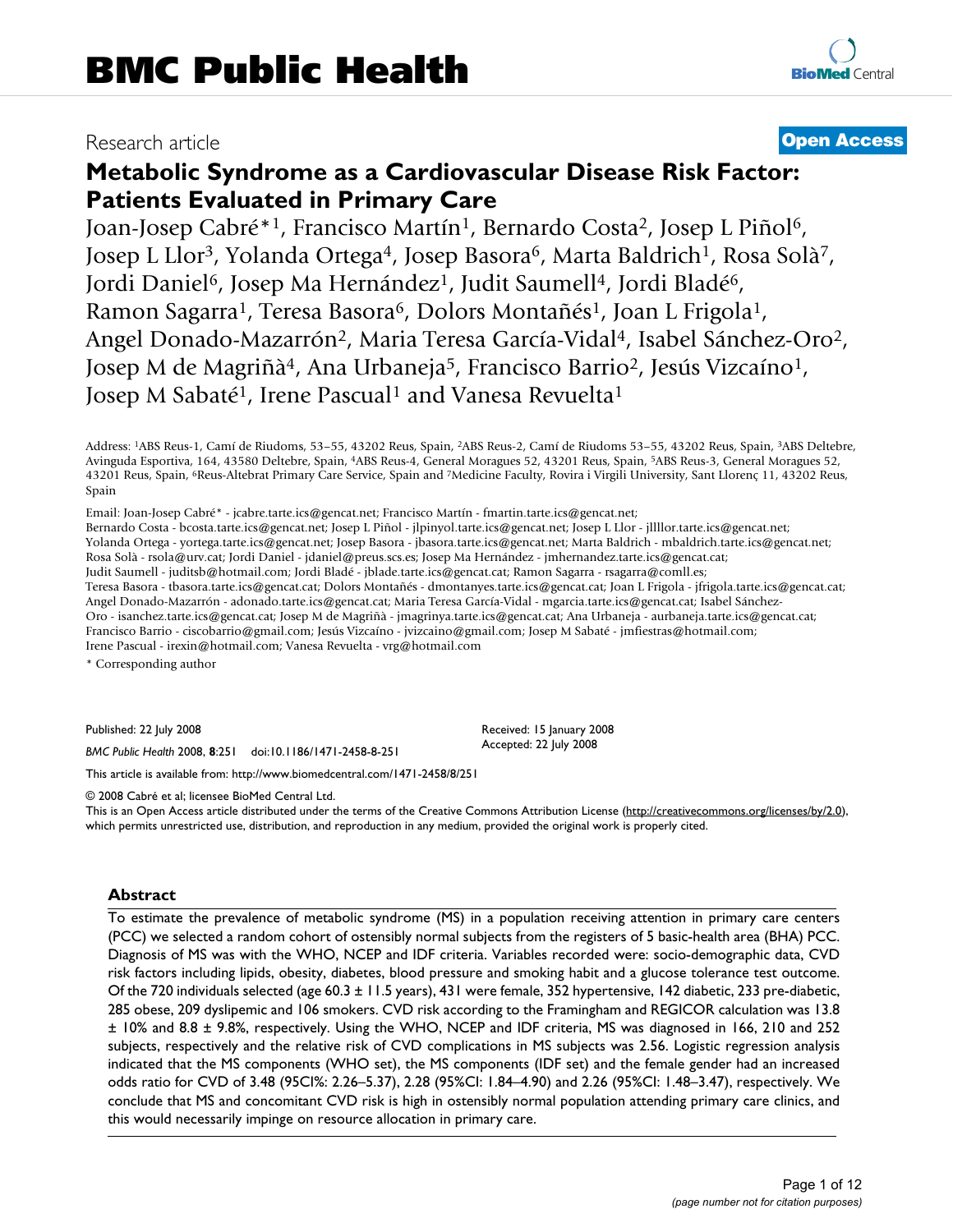# BMC Public Health

Research article

**Open Access**

# Metabolic Syndrome as a Cardiovascular Disease Risk Factor: Patients Evaluated in Primary Care

Joan-Josep Cabré*[1], Francisco Martín[1], Bernardo Costa[2], Josep L Piñol[6], Josep L Llor[3], Yolanda Ortega[4], Josep Basora[6], Marta Baldrich[1], Rosa Solà[7], Jordi Daniel[6], Josep Ma Hernández[1], Judit Saumell[4], Jordi Bladé[6], Ramon Sagarra[1], Teresa Basora[6], Dolors Montañés[1], Joan L Frigola[1], Angel Donado-Mazarrón[2], Maria Teresa García-Vidal[4], Isabel Sánchez-Oro[2], Josep M de Magriñà[4], Ana Urbaneja[5], Francisco Barrio[2], Jesús Vizcaíno[1], Josep M Sabaté[1], Irene Pascual[1] and Vanesa Revuelta[1]

Address: [1]ABS Reus-1, Camí de Riudoms, 53–55, 43202 Reus, Spain, [2]ABS Reus-2, Camí de Riudoms 53–55, 43202 Reus, Spain, [3]ABS Deltebre, Avinguda Esportiva, 164, 43580 Deltebre, Spain, [4]ABS Reus-4, General Moragues 52, 43201 Reus, Spain, [5]ABS Reus-3, General Moragues 52, 43201 Reus, Spain, [6]Reus-Altebrat Primary Care Service, Spain and [7]Medicine Faculty, Rovira i Virgili University, Sant Llorenç 11, 43202 Reus, Spain

Email: Joan-Josep Cabré* - jcabre.tarte.ics@gencat.net; Francisco Martín - fmartin.tarte.ics@gencat.net; Bernardo Costa - bcosta.tarte.ics@gencat.net; Josep L Piñol - jlpinyol.tarte.ics@gencat.net; Josep L Llor - jllllor.tarte.ics@gencat.net; Yolanda Ortega - yortega.tarte.ics@gencat.net; Josep Basora - jbasora.tarte.ics@gencat.net; Marta Baldrich - mbaldrich.tarte.ics@gencat.net; Rosa Solà - rsola@urv.cat; Jordi Daniel - jdaniel@preus.scs.es; Josep Ma Hernández - jmhernandez.tarte.ics@gencat.cat; Judit Saumell - juditsb@hotmail.com; Jordi Bladé - jblade.tarte.ics@gencat.cat; Ramon Sagarra - rsagarra@comll.es; Teresa Basora - tbasora.tarte.ics@gencat.cat; Dolors Montañés - dmontanyes.tarte.ics@gencat.cat; Joan L Frigola - jfrigola.tarte.ics@gencat.cat; Angel Donado-Mazarrón - adonado.tarte.ics@gencat.cat; Maria Teresa García-Vidal - mgarcia.tarte.ics@gencat.cat; Isabel Sánchez-Oro - isanchez.tarte.ics@gencat.cat; Josep M de Magriñà - jmagrinya.tarte.ics@gencat.cat; Ana Urbaneja - aurbaneja.tarte.ics@gencat.cat; Francisco Barrio - ciscobarrio@gmail.com; Jesús Vizcaíno - jvizcaino@gmail.com; Josep M Sabaté - jmfiestras@hotmail.com; Irene Pascual - irexin@hotmail.com; Vanesa Revuelta - vrg@hotmail.com

\* Corresponding author

Published: 22 July 2008

*BMC Public Health* 2008, **8**:251 doi:10.1186/1471-2458-8-251

Received: 15 January 2008
Accepted: 22 July 2008

This article is available from: http://www.biomedcentral.com/1471-2458/8/251

© 2008 Cabré et al; licensee BioMed Central Ltd.
This is an Open Access article distributed under the terms of the Creative Commons Attribution License (http://creativecommons.org/licenses/by/2.0), which permits unrestricted use, distribution, and reproduction in any medium, provided the original work is properly cited.

## Abstract

To estimate the prevalence of metabolic syndrome (MS) in a population receiving attention in primary care centers (PCC) we selected a random cohort of ostensibly normal subjects from the registers of 5 basic-health area (BHA) PCC. Diagnosis of MS was with the WHO, NCEP and IDF criteria. Variables recorded were: socio-demographic data, CVD risk factors including lipids, obesity, diabetes, blood pressure and smoking habit and a glucose tolerance test outcome. Of the 720 individuals selected (age 60.3 ± 11.5 years), 431 were female, 352 hypertensive, 142 diabetic, 233 pre-diabetic, 285 obese, 209 dyslipemic and 106 smokers. CVD risk according to the Framingham and REGICOR calculation was 13.8 ± 10% and 8.8 ± 9.8%, respectively. Using the WHO, NCEP and IDF criteria, MS was diagnosed in 166, 210 and 252 subjects, respectively and the relative risk of CVD complications in MS subjects was 2.56. Logistic regression analysis indicated that the MS components (WHO set), the MS components (IDF set) and the female gender had an increased odds ratio for CVD of 3.48 (95CI%: 2.26–5.37), 2.28 (95%CI: 1.84–4.90) and 2.26 (95%CI: 1.48–3.47), respectively. We conclude that MS and concomitant CVD risk is high in ostensibly normal population attending primary care clinics, and this would necessarily impinge on resource allocation in primary care.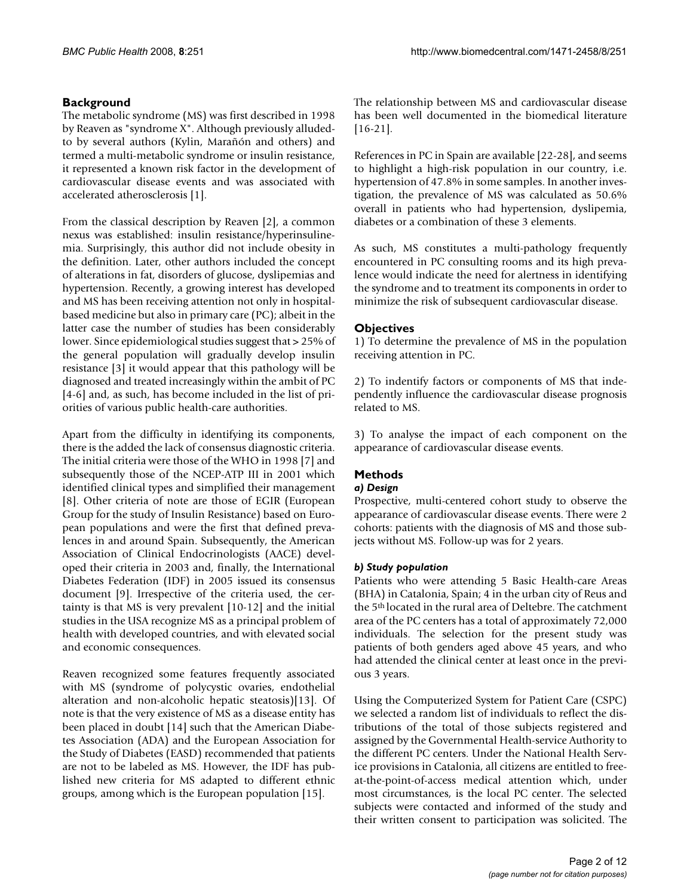## Background

The metabolic syndrome (MS) was first described in 1998 by Reaven as "syndrome X". Although previously alluded-to by several authors (Kylin, Marañón and others) and termed a multi-metabolic syndrome or insulin resistance, it represented a known risk factor in the development of cardiovascular disease events and was associated with accelerated atherosclerosis [1].

From the classical description by Reaven [2], a common nexus was established: insulin resistance/hyperinsulinemia. Surprisingly, this author did not include obesity in the definition. Later, other authors included the concept of alterations in fat, disorders of glucose, dyslipemias and hypertension. Recently, a growing interest has developed and MS has been receiving attention not only in hospital-based medicine but also in primary care (PC); albeit in the latter case the number of studies has been considerably lower. Since epidemiological studies suggest that > 25% of the general population will gradually develop insulin resistance [3] it would appear that this pathology will be diagnosed and treated increasingly within the ambit of PC [4-6] and, as such, has become included in the list of priorities of various public health-care authorities.

Apart from the difficulty in identifying its components, there is the added the lack of consensus diagnostic criteria. The initial criteria were those of the WHO in 1998 [7] and subsequently those of the NCEP-ATP III in 2001 which identified clinical types and simplified their management [8]. Other criteria of note are those of EGIR (European Group for the study of Insulin Resistance) based on European populations and were the first that defined prevalences in and around Spain. Subsequently, the American Association of Clinical Endocrinologists (AACE) developed their criteria in 2003 and, finally, the International Diabetes Federation (IDF) in 2005 issued its consensus document [9]. Irrespective of the criteria used, the certainty is that MS is very prevalent [10-12] and the initial studies in the USA recognize MS as a principal problem of health with developed countries, and with elevated social and economic consequences.

Reaven recognized some features frequently associated with MS (syndrome of polycystic ovaries, endothelial alteration and non-alcoholic hepatic steatosis)[13]. Of note is that the very existence of MS as a disease entity has been placed in doubt [14] such that the American Diabetes Association (ADA) and the European Association for the Study of Diabetes (EASD) recommended that patients are not to be labeled as MS. However, the IDF has published new criteria for MS adapted to different ethnic groups, among which is the European population [15].

The relationship between MS and cardiovascular disease has been well documented in the biomedical literature [16-21].

References in PC in Spain are available [22-28], and seems to highlight a high-risk population in our country, i.e. hypertension of 47.8% in some samples. In another investigation, the prevalence of MS was calculated as 50.6% overall in patients who had hypertension, dyslipemia, diabetes or a combination of these 3 elements.

As such, MS constitutes a multi-pathology frequently encountered in PC consulting rooms and its high prevalence would indicate the need for alertness in identifying the syndrome and to treatment its components in order to minimize the risk of subsequent cardiovascular disease.

## Objectives

1) To determine the prevalence of MS in the population receiving attention in PC.

2) To indentify factors or components of MS that independently influence the cardiovascular disease prognosis related to MS.

3) To analyse the impact of each component on the appearance of cardiovascular disease events.

## Methods

### *a) Design*

Prospective, multi-centered cohort study to observe the appearance of cardiovascular disease events. There were 2 cohorts: patients with the diagnosis of MS and those subjects without MS. Follow-up was for 2 years.

### *b) Study population*

Patients who were attending 5 Basic Health-care Areas (BHA) in Catalonia, Spain; 4 in the urban city of Reus and the 5th located in the rural area of Deltebre. The catchment area of the PC centers has a total of approximately 72,000 individuals. The selection for the present study was patients of both genders aged above 45 years, and who had attended the clinical center at least once in the previous 3 years.

Using the Computerized System for Patient Care (CSPC) we selected a random list of individuals to reflect the distributions of the total of those subjects registered and assigned by the Governmental Health-service Authority to the different PC centers. Under the National Health Service provisions in Catalonia, all citizens are entitled to free-at-the-point-of-access medical attention which, under most circumstances, is the local PC center. The selected subjects were contacted and informed of the study and their written consent to participation was solicited. The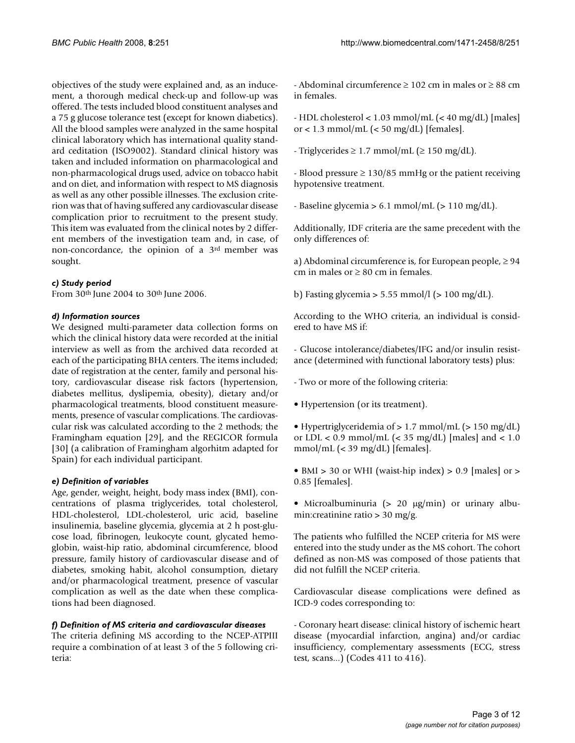objectives of the study were explained and, as an inducement, a thorough medical check-up and follow-up was offered. The tests included blood constituent analyses and a 75 g glucose tolerance test (except for known diabetics). All the blood samples were analyzed in the same hospital clinical laboratory which has international quality standard ceditation (ISO9002). Standard clinical history was taken and included information on pharmacological and non-pharmacological drugs used, advice on tobacco habit and on diet, and information with respect to MS diagnosis as well as any other possible illnesses. The exclusion criterion was that of having suffered any cardiovascular disease complication prior to recruitment to the present study. This item was evaluated from the clinical notes by 2 different members of the investigation team and, in case, of non-concordance, the opinion of a 3rd member was sought.

#### *c) Study period*

From 30th June 2004 to 30th June 2006.

#### *d) Information sources*

We designed multi-parameter data collection forms on which the clinical history data were recorded at the initial interview as well as from the archived data recorded at each of the participating BHA centers. The items included; date of registration at the center, family and personal history, cardiovascular disease risk factors (hypertension, diabetes mellitus, dyslipemia, obesity), dietary and/or pharmacological treatments, blood constituent measurements, presence of vascular complications. The cardiovascular risk was calculated according to the 2 methods; the Framingham equation [29], and the REGICOR formula [30] (a calibration of Framingham algorhitm adapted for Spain) for each individual participant.

#### *e) Definition of variables*

Age, gender, weight, height, body mass index (BMI), concentrations of plasma triglycerides, total cholesterol, HDL-cholesterol, LDL-cholesterol, uric acid, baseline insulinemia, baseline glycemia, glycemia at 2 h post-glucose load, fibrinogen, leukocyte count, glycated hemoglobin, waist-hip ratio, abdominal circumference, blood pressure, family history of cardiovascular disease and of diabetes, smoking habit, alcohol consumption, dietary and/or pharmacological treatment, presence of vascular complication as well as the date when these complications had been diagnosed.

#### *f) Definition of MS criteria and cardiovascular diseases*

The criteria defining MS according to the NCEP-ATPIII require a combination of at least 3 of the 5 following criteria:

- Abdominal circumference ≥ 102 cm in males or ≥ 88 cm in females.

- HDL cholesterol < 1.03 mmol/mL (< 40 mg/dL) [males] or < 1.3 mmol/mL (< 50 mg/dL) [females].

- Triglycerides ≥ 1.7 mmol/mL (≥ 150 mg/dL).

- Blood pressure ≥ 130/85 mmHg or the patient receiving hypotensive treatment.

- Baseline glycemia > 6.1 mmol/mL (> 110 mg/dL).

Additionally, IDF criteria are the same precedent with the only differences of:

a) Abdominal circumference is, for European people, ≥ 94 cm in males or ≥ 80 cm in females.

b) Fasting glycemia > 5.55 mmol/l (> 100 mg/dL).

According to the WHO criteria, an individual is considered to have MS if:

- Glucose intolerance/diabetes/IFG and/or insulin resistance (determined with functional laboratory tests) plus:

- Two or more of the following criteria:

• Hypertension (or its treatment).

• Hypertriglyceridemia of > 1.7 mmol/mL (> 150 mg/dL) or LDL < 0.9 mmol/mL (< 35 mg/dL) [males] and < 1.0 mmol/mL (< 39 mg/dL) [females].

• BMI > 30 or WHI (waist-hip index) > 0.9 [males] or > 0.85 [females].

• Microalbuminuria (> 20 μg/min) or urinary albumin:creatinine ratio > 30 mg/g.

The patients who fulfilled the NCEP criteria for MS were entered into the study under as the MS cohort. The cohort defined as non-MS was composed of those patients that did not fulfill the NCEP criteria.

Cardiovascular disease complications were defined as ICD-9 codes corresponding to:

- Coronary heart disease: clinical history of ischemic heart disease (myocardial infarction, angina) and/or cardiac insufficiency, complementary assessments (ECG, stress test, scans...) (Codes 411 to 416).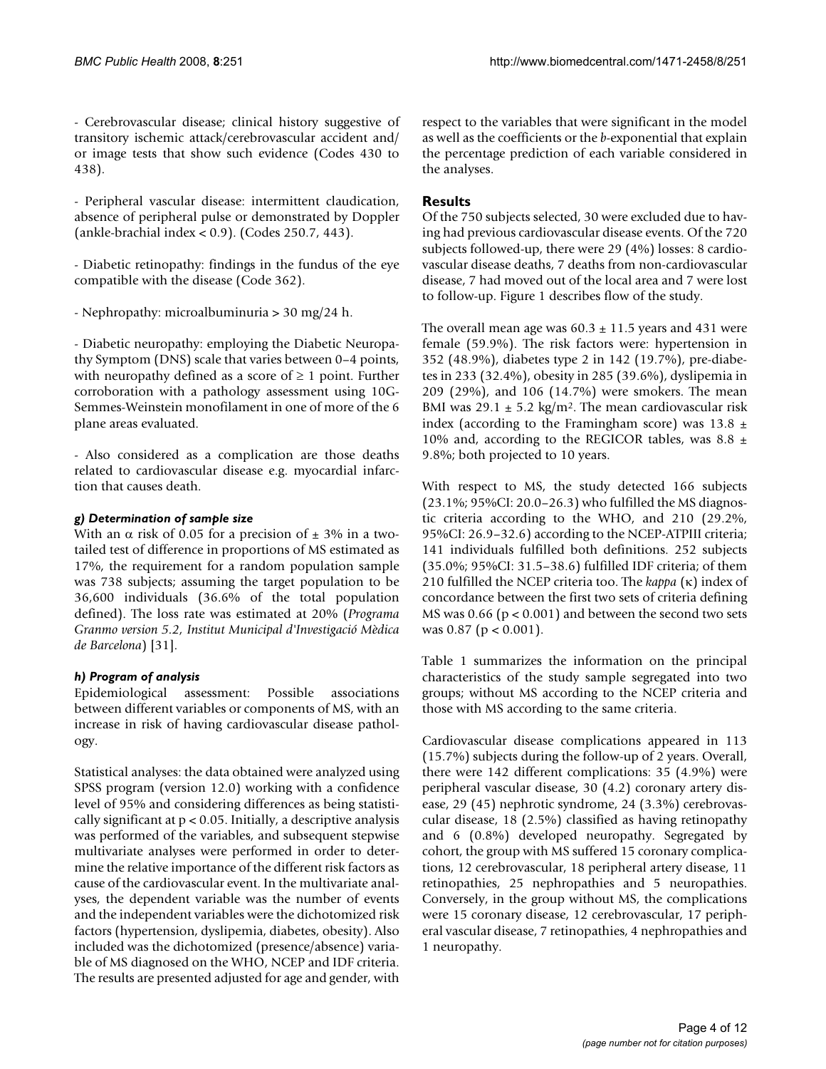- Cerebrovascular disease; clinical history suggestive of transitory ischemic attack/cerebrovascular accident and/or image tests that show such evidence (Codes 430 to 438).

- Peripheral vascular disease: intermittent claudication, absence of peripheral pulse or demonstrated by Doppler (ankle-brachial index < 0.9). (Codes 250.7, 443).

- Diabetic retinopathy: findings in the fundus of the eye compatible with the disease (Code 362).

- Nephropathy: microalbuminuria > 30 mg/24 h.

- Diabetic neuropathy: employing the Diabetic Neuropathy Symptom (DNS) scale that varies between 0–4 points, with neuropathy defined as a score of ≥ 1 point. Further corroboration with a pathology assessment using 10G-Semmes-Weinstein monofilament in one of more of the 6 plane areas evaluated.

- Also considered as a complication are those deaths related to cardiovascular disease e.g. myocardial infarction that causes death.

#### *g) Determination of sample size*

With an α risk of 0.05 for a precision of ± 3% in a two-tailed test of difference in proportions of MS estimated as 17%, the requirement for a random population sample was 738 subjects; assuming the target population to be 36,600 individuals (36.6% of the total population defined). The loss rate was estimated at 20% (*Programa Granmo version 5.2, Institut Municipal d'Investigació Mèdica de Barcelona*) [31].

#### *h) Program of analysis*

Epidemiological assessment: Possible associations between different variables or components of MS, with an increase in risk of having cardiovascular disease pathology.

Statistical analyses: the data obtained were analyzed using SPSS program (version 12.0) working with a confidence level of 95% and considering differences as being statistically significant at $p < 0.05$. Initially, a descriptive analysis was performed of the variables, and subsequent stepwise multivariate analyses were performed in order to determine the relative importance of the different risk factors as cause of the cardiovascular event. In the multivariate analyses, the dependent variable was the number of events and the independent variables were the dichotomized risk factors (hypertension, dyslipemia, diabetes, obesity). Also included was the dichotomized (presence/absence) variable of MS diagnosed on the WHO, NCEP and IDF criteria. The results are presented adjusted for age and gender, with respect to the variables that were significant in the model as well as the coefficients or the *b*-exponential that explain the percentage prediction of each variable considered in the analyses.

## Results

Of the 750 subjects selected, 30 were excluded due to having had previous cardiovascular disease events. Of the 720 subjects followed-up, there were 29 (4%) losses: 8 cardiovascular disease deaths, 7 deaths from non-cardiovascular disease, 7 had moved out of the local area and 7 were lost to follow-up. Figure 1 describes flow of the study.

The overall mean age was 60.3 ± 11.5 years and 431 were female (59.9%). The risk factors were: hypertension in 352 (48.9%), diabetes type 2 in 142 (19.7%), pre-diabetes in 233 (32.4%), obesity in 285 (39.6%), dyslipemia in 209 (29%), and 106 (14.7%) were smokers. The mean BMI was 29.1 ± 5.2 kg/m$^2$. The mean cardiovascular risk index (according to the Framingham score) was 13.8 ± 10% and, according to the REGICOR tables, was 8.8 ± 9.8%; both projected to 10 years.

With respect to MS, the study detected 166 subjects (23.1%; 95%CI: 20.0–26.3) who fulfilled the MS diagnostic criteria according to the WHO, and 210 (29.2%, 95%CI: 26.9–32.6) according to the NCEP-ATPIII criteria; 141 individuals fulfilled both definitions. 252 subjects (35.0%; 95%CI: 31.5–38.6) fulfilled IDF criteria; of them 210 fulfilled the NCEP criteria too. The *kappa* (κ) index of concordance between the first two sets of criteria defining MS was 0.66 ($p < 0.001$) and between the second two sets was 0.87 ($p < 0.001$).

Table 1 summarizes the information on the principal characteristics of the study sample segregated into two groups; without MS according to the NCEP criteria and those with MS according to the same criteria.

Cardiovascular disease complications appeared in 113 (15.7%) subjects during the follow-up of 2 years. Overall, there were 142 different complications: 35 (4.9%) were peripheral vascular disease, 30 (4.2) coronary artery disease, 29 (45) nephrotic syndrome, 24 (3.3%) cerebrovascular disease, 18 (2.5%) classified as having retinopathy and 6 (0.8%) developed neuropathy. Segregated by cohort, the group with MS suffered 15 coronary complications, 12 cerebrovascular, 18 peripheral artery disease, 11 retinopathies, 25 nephropathies and 5 neuropathies. Conversely, in the group without MS, the complications were 15 coronary disease, 12 cerebrovascular, 17 peripheral vascular disease, 7 retinopathies, 4 nephropathies and 1 neuropathy.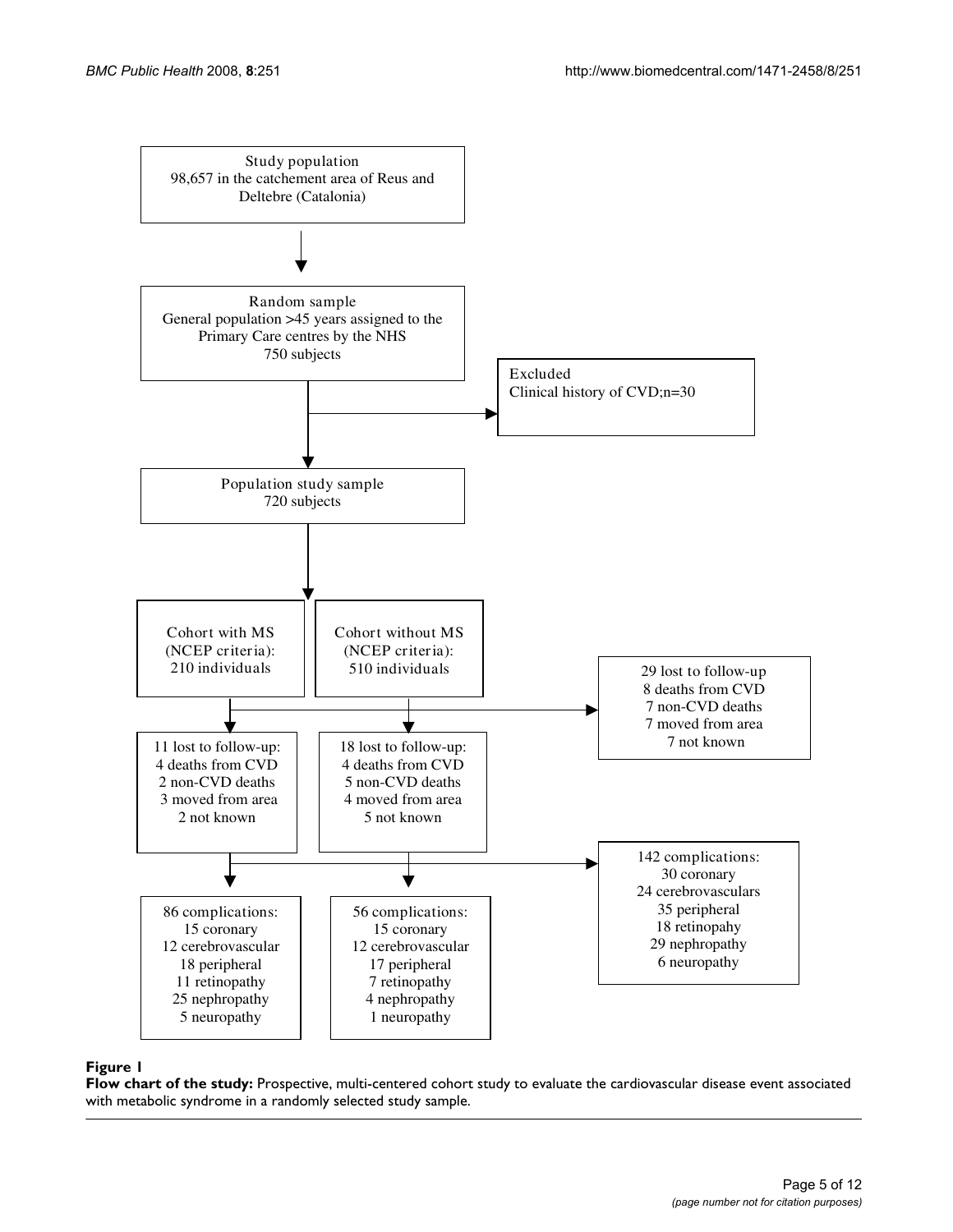Study population
98,657 in the catchement area of Reus and Deltebre (Catalonia)

Random sample
General population >45 years assigned to the Primary Care centres by the NHS
750 subjects

Excluded
Clinical history of CVD;n=30

Population study sample
720 subjects

Cohort with MS (NCEP criteria): 210 individuals

Cohort without MS (NCEP criteria): 510 individuals

29 lost to follow-up
8 deaths from CVD
7 non-CVD deaths
7 moved from area
7 not known

11 lost to follow-up:
4 deaths from CVD
2 non-CVD deaths
3 moved from area
2 not known

18 lost to follow-up:
4 deaths from CVD
5 non-CVD deaths
4 moved from area
5 not known

142 complications:
30 coronary
24 cerebrovasculars
35 peripheral
18 retinopahy
29 nephropathy
6 neuropathy

86 complications:
15 coronary
12 cerebrovascular
18 peripheral
11 retinopathy
25 nephropathy
5 neuropathy

56 complications:
15 coronary
12 cerebrovascular
17 peripheral
7 retinopathy
4 nephropathy
1 neuropathy

**Figure 1**

**Flow chart of the study:** Prospective, multi-centered cohort study to evaluate the cardiovascular disease event associated with metabolic syndrome in a randomly selected study sample.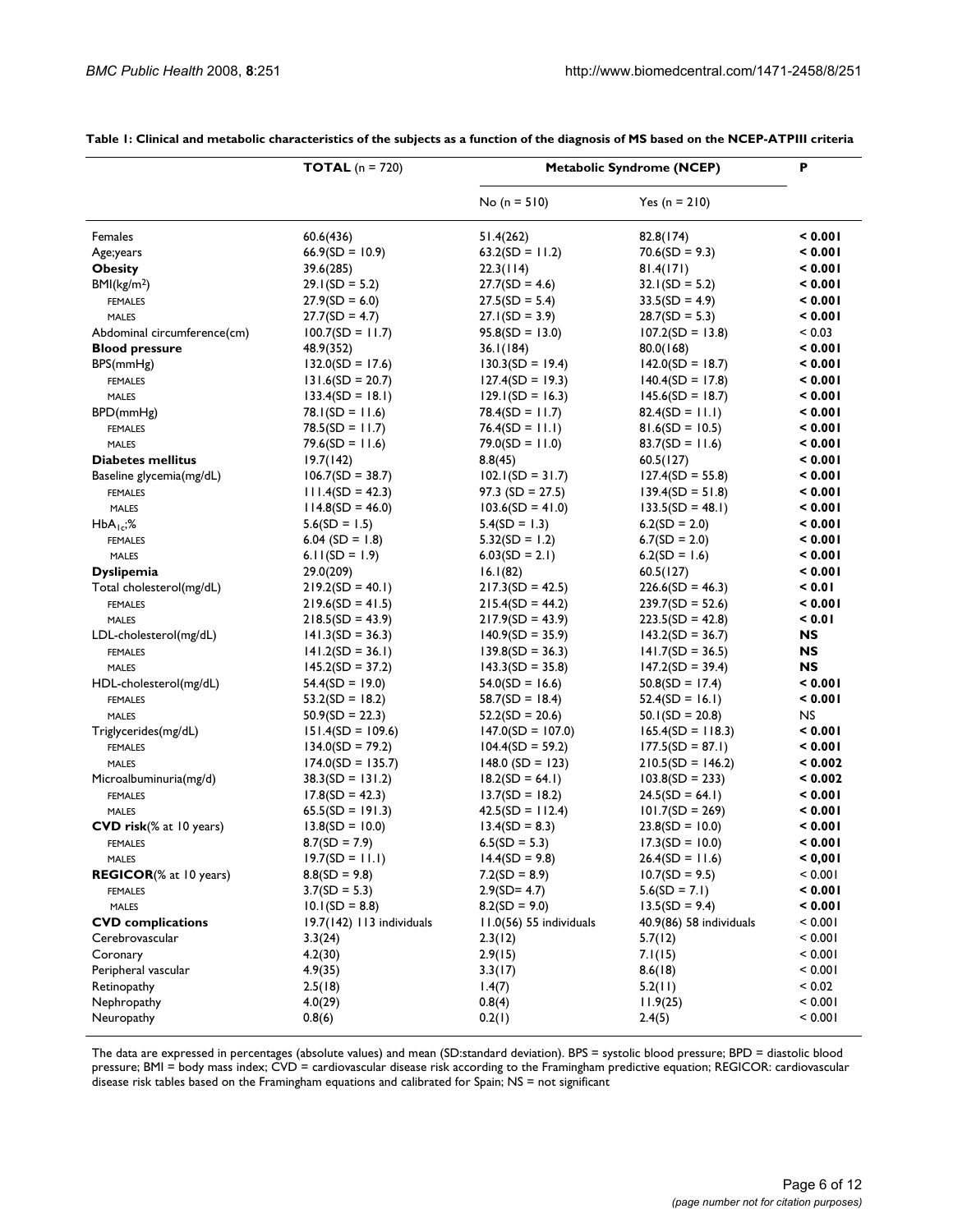**Table 1: Clinical and metabolic characteristics of the subjects as a function of the diagnosis of MS based on the NCEP-ATPIII criteria**

| | **TOTAL** (n = 720) | **Metabolic Syndrome (NCEP)** | | **P** |
|---|---|---|---|---|
| | | No (n = 510) | Yes (n = 210) | |
| Females | 60.6(436) | 51.4(262) | 82.8(174) | **< 0.001** |
| Age;years | 66.9(SD = 10.9) | 63.2(SD = 11.2) | 70.6(SD = 9.3) | **< 0.001** |
| **Obesity** | 39.6(285) | 22.3(114) | 81.4(171) | **< 0.001** |
| BMI(kg/m²) | 29.1(SD = 5.2) | 27.7(SD = 4.6) | 32.1(SD = 5.2) | **< 0.001** |
| FEMALES | 27.9(SD = 6.0) | 27.5(SD = 5.4) | 33.5(SD = 4.9) | **< 0.001** |
| MALES | 27.7(SD = 4.7) | 27.1(SD = 3.9) | 28.7(SD = 5.3) | **< 0.001** |
| Abdominal circumference(cm) | 100.7(SD = 11.7) | 95.8(SD = 13.0) | 107.2(SD = 13.8) | < 0.03 |
| **Blood pressure** | 48.9(352) | 36.1(184) | 80.0(168) | **< 0.001** |
| BPS(mmHg) | 132.0(SD = 17.6) | 130.3(SD = 19.4) | 142.0(SD = 18.7) | **< 0.001** |
| FEMALES | 131.6(SD = 20.7) | 127.4(SD = 19.3) | 140.4(SD = 17.8) | **< 0.001** |
| MALES | 133.4(SD = 18.1) | 129.1(SD = 16.3) | 145.6(SD = 18.7) | **< 0.001** |
| BPD(mmHg) | 78.1(SD = 11.6) | 78.4(SD = 11.7) | 82.4(SD = 11.1) | **< 0.001** |
| FEMALES | 78.5(SD = 11.7) | 76.4(SD = 11.1) | 81.6(SD = 10.5) | **< 0.001** |
| MALES | 79.6(SD = 11.6) | 79.0(SD = 11.0) | 83.7(SD = 11.6) | **< 0.001** |
| **Diabetes mellitus** | 19.7(142) | 8.8(45) | 60.5(127) | **< 0.001** |
| Baseline glycemia(mg/dL) | 106.7(SD = 38.7) | 102.1(SD = 31.7) | 127.4(SD = 55.8) | **< 0.001** |
| FEMALES | 111.4(SD = 42.3) | 97.3 (SD = 27.5) | 139.4(SD = 51.8) | **< 0.001** |
| MALES | 114.8(SD = 46.0) | 103.6(SD = 41.0) | 133.5(SD = 48.1) | **< 0.001** |
| $HbA_{1c}$;% | 5.6(SD = 1.5) | 5.4(SD = 1.3) | 6.2(SD = 2.0) | **< 0.001** |
| FEMALES | 6.04 (SD = 1.8) | 5.32(SD = 1.2) | 6.7(SD = 2.0) | **< 0.001** |
| MALES | 6.11(SD = 1.9) | 6.03(SD = 2.1) | 6.2(SD = 1.6) | **< 0.001** |
| **Dyslipemia** | 29.0(209) | 16.1(82) | 60.5(127) | **< 0.001** |
| Total cholesterol(mg/dL) | 219.2(SD = 40.1) | 217.3(SD = 42.5) | 226.6(SD = 46.3) | **< 0.01** |
| FEMALES | 219.6(SD = 41.5) | 215.4(SD = 44.2) | 239.7(SD = 52.6) | **< 0.001** |
| MALES | 218.5(SD = 43.9) | 217.9(SD = 43.9) | 223.5(SD = 42.8) | **< 0.01** |
| LDL-cholesterol(mg/dL) | 141.3(SD = 36.3) | 140.9(SD = 35.9) | 143.2(SD = 36.7) | **NS** |
| FEMALES | 141.2(SD = 36.1) | 139.8(SD = 36.3) | 141.7(SD = 36.5) | **NS** |
| MALES | 145.2(SD = 37.2) | 143.3(SD = 35.8) | 147.2(SD = 39.4) | **NS** |
| HDL-cholesterol(mg/dL) | 54.4(SD = 19.0) | 54.0(SD = 16.6) | 50.8(SD = 17.4) | **< 0.001** |
| FEMALES | 53.2(SD = 18.2) | 58.7(SD = 18.4) | 52.4(SD = 16.1) | **< 0.001** |
| MALES | 50.9(SD = 22.3) | 52.2(SD = 20.6) | 50.1(SD = 20.8) | NS |
| Triglycerides(mg/dL) | 151.4(SD = 109.6) | 147.0(SD = 107.0) | 165.4(SD = 118.3) | **< 0.001** |
| FEMALES | 134.0(SD = 79.2) | 104.4(SD = 59.2) | 177.5(SD = 87.1) | **< 0.001** |
| MALES | 174.0(SD = 135.7) | 148.0 (SD = 123) | 210.5(SD = 146.2) | **< 0.002** |
| Microalbuminuria(mg/d) | 38.3(SD = 131.2) | 18.2(SD = 64.1) | 103.8(SD = 233) | **< 0.002** |
| FEMALES | 17.8(SD = 42.3) | 13.7(SD = 18.2) | 24.5(SD = 64.1) | **< 0.001** |
| MALES | 65.5(SD = 191.3) | 42.5(SD = 112.4) | 101.7(SD = 269) | **< 0.001** |
| **CVD risk**(% at 10 years) | 13.8(SD = 10.0) | 13.4(SD = 8.3) | 23.8(SD = 10.0) | **< 0.001** |
| FEMALES | 8.7(SD = 7.9) | 6.5(SD = 5.3) | 17.3(SD = 10.0) | **< 0.001** |
| MALES | 19.7(SD = 11.1) | 14.4(SD = 9.8) | 26.4(SD = 11.6) | **< 0,001** |
| **REGICOR**(% at 10 years) | 8.8(SD = 9.8) | 7.2(SD = 8.9) | 10.7(SD = 9.5) | < 0.001 |
| FEMALES | 3.7(SD = 5.3) | 2.9(SD= 4.7) | 5.6(SD = 7.1) | **< 0.001** |
| MALES | 10.1(SD = 8.8) | 8.2(SD = 9.0) | 13.5(SD = 9.4) | **< 0.001** |
| **CVD complications** | 19.7(142) 113 individuals | 11.0(56) 55 individuals | 40.9(86) 58 individuals | < 0.001 |
| Cerebrovascular | 3.3(24) | 2.3(12) | 5.7(12) | < 0.001 |
| Coronary | 4.2(30) | 2.9(15) | 7.1(15) | < 0.001 |
| Peripheral vascular | 4.9(35) | 3.3(17) | 8.6(18) | < 0.001 |
| Retinopathy | 2.5(18) | 1.4(7) | 5.2(11) | < 0.02 |
| Nephropathy | 4.0(29) | 0.8(4) | 11.9(25) | < 0.001 |
| Neuropathy | 0.8(6) | 0.2(1) | 2.4(5) | < 0.001 |

The data are expressed in percentages (absolute values) and mean (SD:standard deviation). BPS = systolic blood pressure; BPD = diastolic blood pressure; BMI = body mass index; CVD = cardiovascular disease risk according to the Framingham predictive equation; REGICOR: cardiovascular disease risk tables based on the Framingham equations and calibrated for Spain; NS = not significant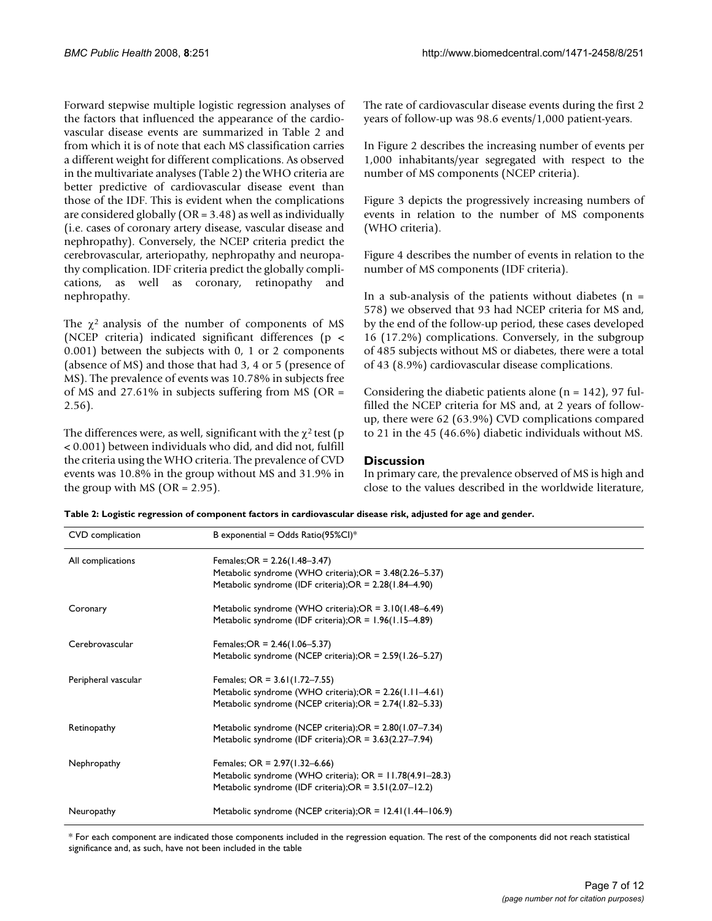Forward stepwise multiple logistic regression analyses of the factors that influenced the appearance of the cardiovascular disease events are summarized in Table 2 and from which it is of note that each MS classification carries a different weight for different complications. As observed in the multivariate analyses (Table 2) the WHO criteria are better predictive of cardiovascular disease event than those of the IDF. This is evident when the complications are considered globally (OR = 3.48) as well as individually (i.e. cases of coronary artery disease, vascular disease and nephropathy). Conversely, the NCEP criteria predict the cerebrovascular, arteriopathy, nephropathy and neuropathy complication. IDF criteria predict the globally complications, as well as coronary, retinopathy and nephropathy.

The $\chi^2$ analysis of the number of components of MS (NCEP criteria) indicated significant differences ($p < 0.001$) between the subjects with 0, 1 or 2 components (absence of MS) and those that had 3, 4 or 5 (presence of MS). The prevalence of events was 10.78% in subjects free of MS and 27.61% in subjects suffering from MS (OR = 2.56).

The differences were, as well, significant with the $\chi^2$ test ($p < 0.001$) between individuals who did, and did not, fulfill the criteria using the WHO criteria. The prevalence of CVD events was 10.8% in the group without MS and 31.9% in the group with MS (OR = 2.95).

The rate of cardiovascular disease events during the first 2 years of follow-up was 98.6 events/1,000 patient-years.

In Figure 2 describes the increasing number of events per 1,000 inhabitants/year segregated with respect to the number of MS components (NCEP criteria).

Figure 3 depicts the progressively increasing numbers of events in relation to the number of MS components (WHO criteria).

Figure 4 describes the number of events in relation to the number of MS components (IDF criteria).

In a sub-analysis of the patients without diabetes (n = 578) we observed that 93 had NCEP criteria for MS and, by the end of the follow-up period, these cases developed 16 (17.2%) complications. Conversely, in the subgroup of 485 subjects without MS or diabetes, there were a total of 43 (8.9%) cardiovascular disease complications.

Considering the diabetic patients alone (n = 142), 97 fulfilled the NCEP criteria for MS and, at 2 years of follow-up, there were 62 (63.9%) CVD complications compared to 21 in the 45 (46.6%) diabetic individuals without MS.

## Discussion

In primary care, the prevalence observed of MS is high and close to the values described in the worldwide literature,

**Table 2: Logistic regression of component factors in cardiovascular disease risk, adjusted for age and gender.**

| CVD complication | B exponential = Odds Ratio(95%CI)* |
|---|---|
| All complications | Females;OR = 2.26(1.48–3.47)<br>Metabolic syndrome (WHO criteria);OR = 3.48(2.26–5.37)<br>Metabolic syndrome (IDF criteria);OR = 2.28(1.84–4.90) |
| Coronary | Metabolic syndrome (WHO criteria);OR = 3.10(1.48–6.49)<br>Metabolic syndrome (IDF criteria);OR = 1.96(1.15–4.89) |
| Cerebrovascular | Females;OR = 2.46(1.06–5.37)<br>Metabolic syndrome (NCEP criteria);OR = 2.59(1.26–5.27) |
| Peripheral vascular | Females; OR = 3.61(1.72–7.55)<br>Metabolic syndrome (WHO criteria);OR = 2.26(1.11–4.61)<br>Metabolic syndrome (NCEP criteria);OR = 2.74(1.82–5.33) |
| Retinopathy | Metabolic syndrome (NCEP criteria);OR = 2.80(1.07–7.34)<br>Metabolic syndrome (IDF criteria);OR = 3.63(2.27–7.94) |
| Nephropathy | Females; OR = 2.97(1.32–6.66)<br>Metabolic syndrome (WHO criteria); OR = 11.78(4.91–28.3)<br>Metabolic syndrome (IDF criteria);OR = 3.51(2.07–12.2) |
| Neuropathy | Metabolic syndrome (NCEP criteria);OR = 12.41(1.44–106.9) |

* For each component are indicated those components included in the regression equation. The rest of the components did not reach statistical significance and, as such, have not been included in the table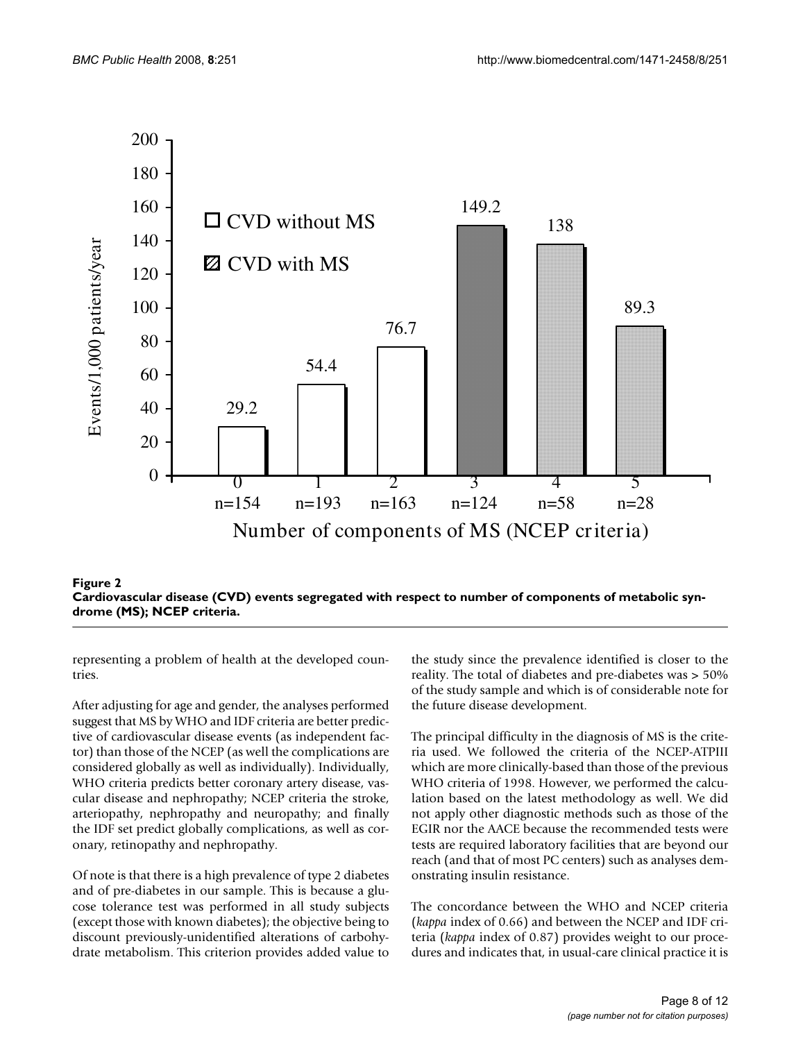**Figure 2**

**Cardiovascular disease (CVD) events segregated with respect to number of components of metabolic syndrome (MS); NCEP criteria.**

representing a problem of health at the developed countries.

After adjusting for age and gender, the analyses performed suggest that MS by WHO and IDF criteria are better predictive of cardiovascular disease events (as independent factor) than those of the NCEP (as well the complications are considered globally as well as individually). Individually, WHO criteria predicts better coronary artery disease, vascular disease and nephropathy; NCEP criteria the stroke, arteriopathy, nephropathy and neuropathy; and finally the IDF set predict globally complications, as well as coronary, retinopathy and nephropathy.

Of note is that there is a high prevalence of type 2 diabetes and of pre-diabetes in our sample. This is because a glucose tolerance test was performed in all study subjects (except those with known diabetes); the objective being to discount previously-unidentified alterations of carbohydrate metabolism. This criterion provides added value to the study since the prevalence identified is closer to the reality. The total of diabetes and pre-diabetes was > 50% of the study sample and which is of considerable note for the future disease development.

The principal difficulty in the diagnosis of MS is the criteria used. We followed the criteria of the NCEP-ATPIII which are more clinically-based than those of the previous WHO criteria of 1998. However, we performed the calculation based on the latest methodology as well. We did not apply other diagnostic methods such as those of the EGIR nor the AACE because the recommended tests were tests are required laboratory facilities that are beyond our reach (and that of most PC centers) such as analyses demonstrating insulin resistance.

The concordance between the WHO and NCEP criteria (*kappa* index of 0.66) and between the NCEP and IDF criteria (*kappa* index of 0.87) provides weight to our procedures and indicates that, in usual-care clinical practice it is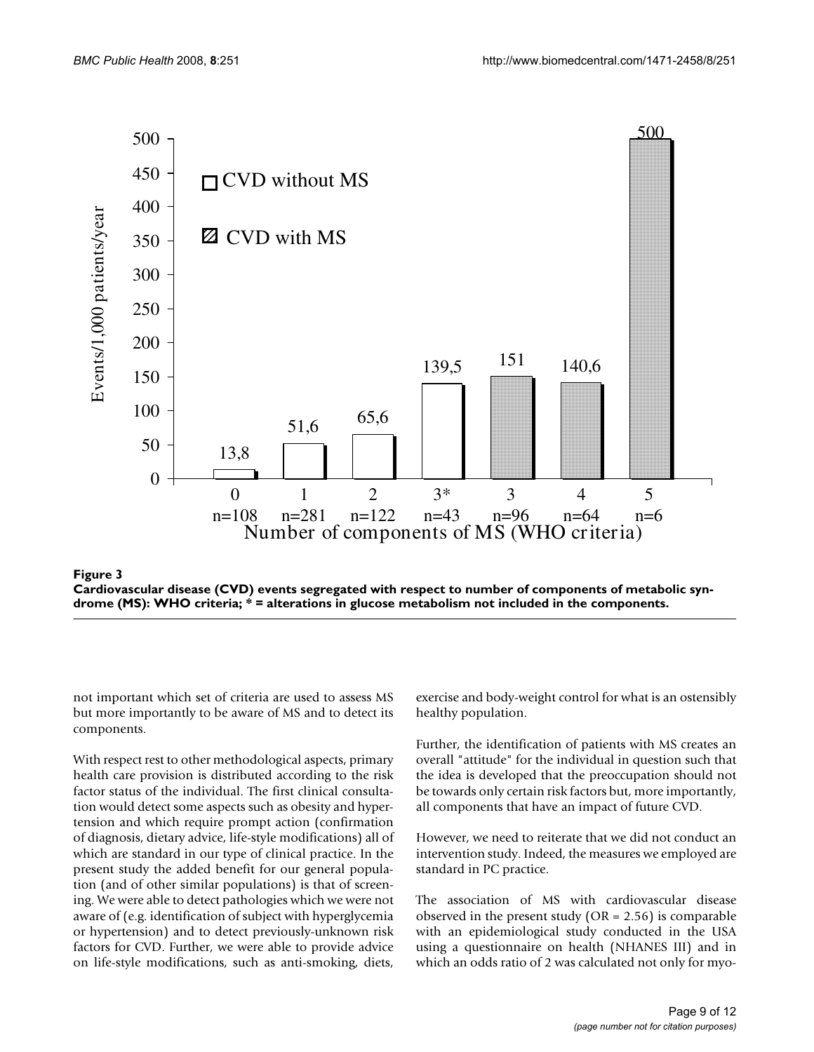**Figure 3**

**Cardiovascular disease (CVD) events segregated with respect to number of components of metabolic syndrome (MS): WHO criteria; * = alterations in glucose metabolism not included in the components.**

not important which set of criteria are used to assess MS but more importantly to be aware of MS and to detect its components.

With respect rest to other methodological aspects, primary health care provision is distributed according to the risk factor status of the individual. The first clinical consultation would detect some aspects such as obesity and hypertension and which require prompt action (confirmation of diagnosis, dietary advice, life-style modifications) all of which are standard in our type of clinical practice. In the present study the added benefit for our general population (and of other similar populations) is that of screening. We were able to detect pathologies which we were not aware of (e.g. identification of subject with hyperglycemia or hypertension) and to detect previously-unknown risk factors for CVD. Further, we were able to provide advice on life-style modifications, such as anti-smoking, diets, exercise and body-weight control for what is an ostensibly healthy population.

Further, the identification of patients with MS creates an overall "attitude" for the individual in question such that the idea is developed that the preoccupation should not be towards only certain risk factors but, more importantly, all components that have an impact of future CVD.

However, we need to reiterate that we did not conduct an intervention study. Indeed, the measures we employed are standard in PC practice.

The association of MS with cardiovascular disease observed in the present study (OR = 2.56) is comparable with an epidemiological study conducted in the USA using a questionnaire on health (NHANES III) and in which an odds ratio of 2 was calculated not only for myo-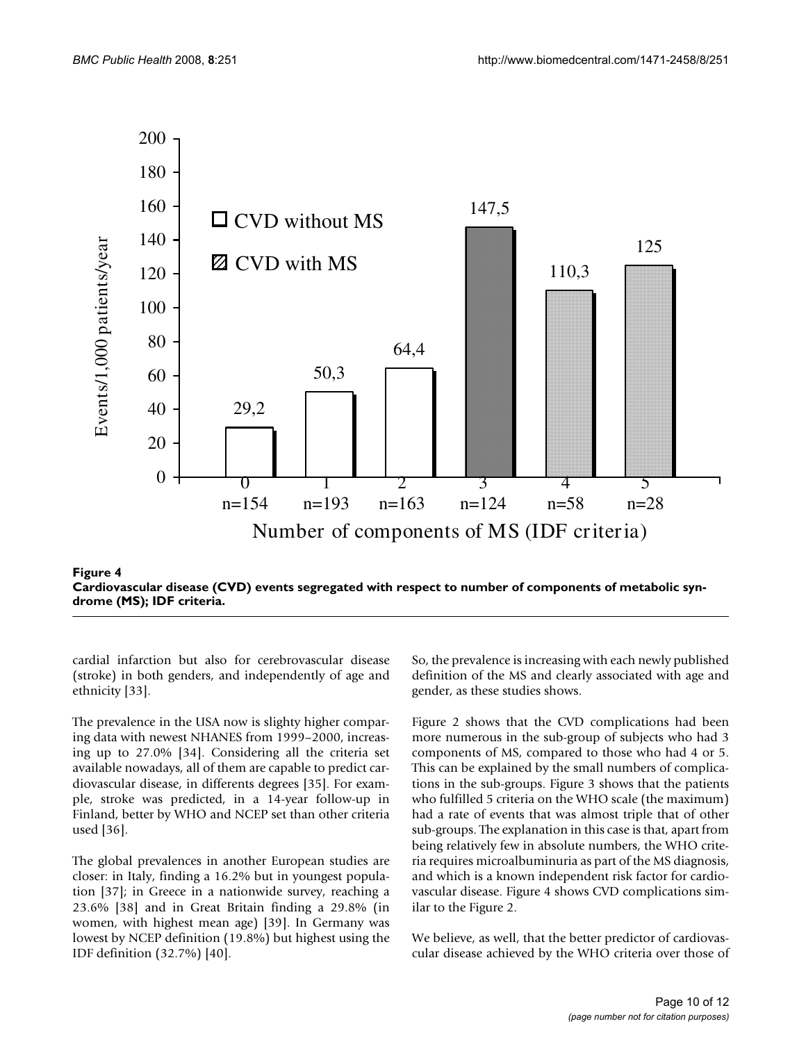**Figure 4**
**Cardiovascular disease (CVD) events segregated with respect to number of components of metabolic syndrome (MS); IDF criteria.**

cardial infarction but also for cerebrovascular disease (stroke) in both genders, and independently of age and ethnicity [33].

The prevalence in the USA now is slighty higher comparing data with newest NHANES from 1999–2000, increasing up to 27.0% [34]. Considering all the criteria set available nowadays, all of them are capable to predict cardiovascular disease, in differents degrees [35]. For example, stroke was predicted, in a 14-year follow-up in Finland, better by WHO and NCEP set than other criteria used [36].

The global prevalences in another European studies are closer: in Italy, finding a 16.2% but in youngest population [37]; in Greece in a nationwide survey, reaching a 23.6% [38] and in Great Britain finding a 29.8% (in women, with highest mean age) [39]. In Germany was lowest by NCEP definition (19.8%) but highest using the IDF definition (32.7%) [40].

So, the prevalence is increasing with each newly published definition of the MS and clearly associated with age and gender, as these studies shows.

Figure 2 shows that the CVD complications had been more numerous in the sub-group of subjects who had 3 components of MS, compared to those who had 4 or 5. This can be explained by the small numbers of complications in the sub-groups. Figure 3 shows that the patients who fulfilled 5 criteria on the WHO scale (the maximum) had a rate of events that was almost triple that of other sub-groups. The explanation in this case is that, apart from being relatively few in absolute numbers, the WHO criteria requires microalbuminuria as part of the MS diagnosis, and which is a known independent risk factor for cardiovascular disease. Figure 4 shows CVD complications similar to the Figure 2.

We believe, as well, that the better predictor of cardiovascular disease achieved by the WHO criteria over those of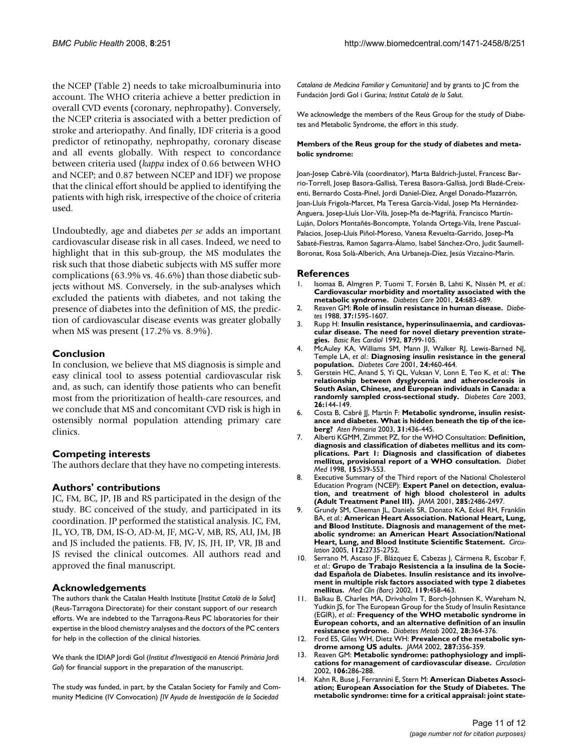the NCEP (Table 2) needs to take microalbuminuria into account. The WHO criteria achieve a better prediction in overall CVD events (coronary, nephropathy). Conversely, the NCEP criteria is associated with a better prediction of stroke and arteriopathy. And finally, IDF criteria is a good predictor of retinopathy, nephropathy, coronary disease and all events globally. With respect to concordance between criteria used (*kappa* index of 0.66 between WHO and NCEP; and 0.87 between NCEP and IDF) we propose that the clinical effort should be applied to identifying the patients with high risk, irrespective of the choice of criteria used.

Undoubtedly, age and diabetes *per se* adds an important cardiovascular disease risk in all cases. Indeed, we need to highlight that in this sub-group, the MS modulates the risk such that those diabetic subjects with MS suffer more complications (63.9% vs. 46.6%) than those diabetic subjects without MS. Conversely, in the sub-analyses which excluded the patients with diabetes, and not taking the presence of diabetes into the definition of MS, the prediction of cardiovascular disease events was greater globally when MS was present (17.2% vs. 8.9%).

## Conclusion

In conclusion, we believe that MS diagnosis is simple and easy clinical tool to assess potential cardiovascular risk and, as such, can identify those patients who can benefit most from the prioritization of health-care resources, and we conclude that MS and concomitant CVD risk is high in ostensibly normal population attending primary care clinics.

## Competing interests

The authors declare that they have no competing interests.

## Authors' contributions

JC, FM, BC, JP, JB and RS participated in the design of the study. BC conceived of the study, and participated in its coordination. JP performed the statistical analysis. JC, FM, JL, YO, TB, DM, IS-O, AD-M, JF, MG-V, MB, RS, AU, JM, JB and JS included the patients. FB, JV, JS, JH, IP, VR, JB and JS revised the clinical outcomes. All authors read and approved the final manuscript.

## Acknowledgements

The authors thank the Catalan Health Institute [*Institut Català de la Salut*] (Reus-Tarragona Directorate) for their constant support of our research efforts. We are indebted to the Tarragona-Reus PC laboratories for their expertise in the blood chemistry analyses and the doctors of the PC centers for help in the collection of the clinical histories.

We thank the IDIAP Jordi Gol (*Institut d'Investigació en Atenció Primària Jordi Gol*) for financial support in the preparation of the manuscript.

The study was funded, in part, by the Catalan Society for Family and Community Medicine (IV Convocation) *[IV Ayuda de Investigación de la Sociedad Catalana de Medicina Familiar y Comunitaria]* and by grants to JC from the Fundación Jordi Gol i Gurina; *Institut Català de la Salut*.

We acknowledge the members of the Reus Group for the study of Diabetes and Metabolic Syndrome, the effort in this study.

**Members of the Reus group for the study of diabetes and metabolic syndrome:**

Joan-Josep Cabré-Vila (coordinator), Marta Baldrich-Justel, Francesc Barrio-Torrell, Josep Basora-Gallisà, Teresa Basora-Gallisà, Jordi Bladé-Creixenti, Bernardo Costa-Pinel, Jordi Daniel-Díez, Angel Donado-Mazarrón, Joan-Lluís Frigola-Marcet, Ma Teresa García-Vidal, Josep Ma Hernández-Anguera, Josep-Lluís Llor-Vilà, Josep-Ma de-Magriñà, Francisco Martín-Luján, Dolors Montañés-Boncompte, Yolanda Ortega-Vila, Irene Pascual-Palacios, Josep-Lluís Piñol-Moreso, Vanesa Revuelta-Garrido, Josep-Ma Sabaté-Fiestras, Ramon Sagarra-Álamo, Isabel Sánchez-Oro, Judit Saumell-Boronat, Rosa Solà-Alberich, Ana Urbaneja-Díez, Jesús Vizcaíno-Marín.

## References

1. Isomaa B, Almgren P, Tuomi T, Forsén B, Lahti K, Nissén M, *et al.*: **Cardiovascular morbidity and mortality associated with the metabolic syndrome.** *Diabetes Care* 2001, **24:**683-689.
2. Reaven GM: **Role of insulin resistance in human disease.** *Diabetes* 1988, **37:**1595-1607.
3. Rupp H: **Insulin resistance, hyperinsulinaemia, and cardiovascular disease. The need for novel dietary prevention strategies.** *Basic Res Cardiol* 1992, **87:**99-105.
4. McAuley KA, Williams SM, Mann JI, Walker RJ, Lewis-Barned NJ, Temple LA, *et al.*: **Diagnosing insulin resistance in the general population.** *Diabetes Care* 2001, **24:**460-464.
5. Gerstein HC, Anand S, Yi QL, Vuksan V, Lonn E, Teo K, *et al.*: **The relationship between dysglycemia and atherosclerosis in South Asian, Chinese, and European individuals in Canada: a randomly sampled cross-sectional study.** *Diabetes Care* 2003, **26:**144-149.
6. Costa B, Cabré JJ, Martín F: **Metabolic syndrome, insulin resistance and diabetes. What is hidden beneath the tip of the iceberg?** *Aten Primaria* 2003, **31:**436-445.
7. Alberti KGMM, Zimmet PZ, for the WHO Consultation: **Definition, diagnosis and classification of diabetes mellitus and its complications. Part 1: Diagnosis and classification of diabetes mellitus, provisional report of a WHO consultation.** *Diabet Med* 1998, **15:**539-553.
8. Executive Summary of the Third report of the National Cholesterol Education Program (NCEP): **Expert Panel on detection, evaluation, and treatment of high blood cholesterol in adults (Adult Treatment Panel III).** *JAMA* 2001, **285:**2486-2497.
9. Grundy SM, Cleeman JL, Daniels SR, Donato KA, Eckel RH, Franklin BA, *et al.*: **American Heart Association. National Heart, Lung, and Blood Institute. Diagnosis and management of the metabolic syndrome: an American Heart Association/National Heart, Lung, and Blood Institute Scientific Statement.** *Circulation* 2005, **112:**2735-2752.
10. Serrano M, Ascaso JF, Blázquez E, Cabezas J, Cármena R, Escobar F, *et al.*: **Grupo de Trabajo Resistencia a la insulina de la Sociedad Española de Diabetes. Insulin resistance and its involvement in multiple risk factors associated with type 2 diabetes mellitus.** *Med Clin (Barc)* 2002, **119:**458-463.
11. Balkau B, Charles MA, Drivsholm T, Borch-Johnsen K, Wareham N, Yudkin JS, for The European Group for the Study of Insulin Resistance (EGIR), *et al.*: **Frequency of the WHO metabolic syndrome in European cohorts, and an alternative definition of an insulin resistance syndrome.** *Diabetes Metab* 2002, **28:**364-376.
12. Ford ES, Giles WH, Dietz WH: **Prevalence of the metabolic syndrome among US adults.** *JAMA* 2002, **287:**356-359.
13. Reaven GM: **Metabolic syndrome: pathophysiology and implications for management of cardiovascular disease.** *Circulation* 2002, **106:**286-288.
14. Kahn R, Buse J, Ferrannini E, Stern M: **American Diabetes Association; European Association for the Study of Diabetes. The metabolic syndrome: time for a critical appraisal: joint state-**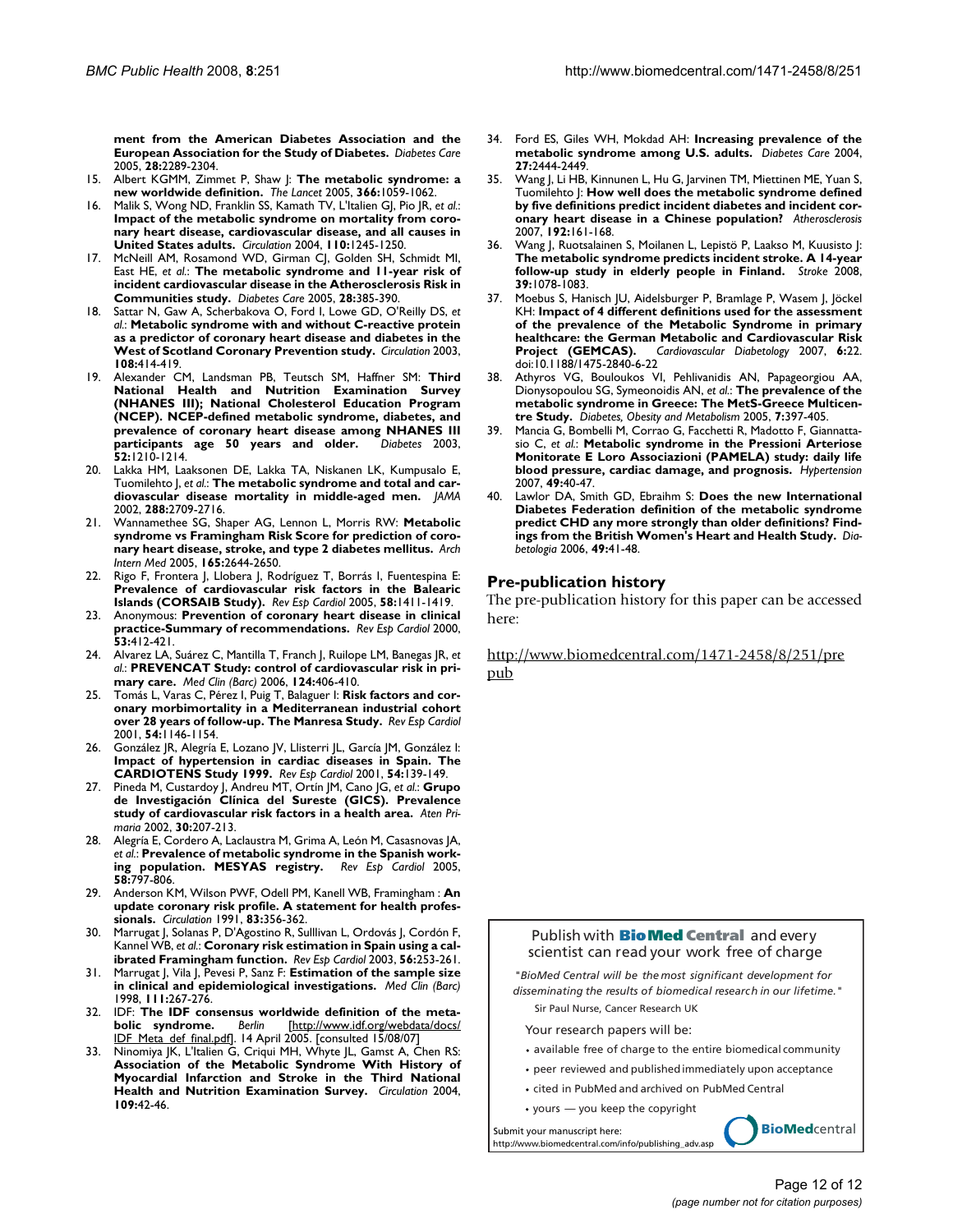ment from the American Diabetes Association and the European Association for the Study of Diabetes.** *Diabetes Care* 2005, **28:**2289-2304.

15. Albert KGMM, Zimmet P, Shaw J: **The metabolic syndrome: a new worldwide definition.** *The Lancet* 2005, **366:**1059-1062.
16. Malik S, Wong ND, Franklin SS, Kamath TV, L'Italien GJ, Pio JR, *et al.*: **Impact of the metabolic syndrome on mortality from coronary heart disease, cardiovascular disease, and all causes in United States adults.** *Circulation* 2004, **110:**1245-1250.
17. McNeill AM, Rosamond WD, Girman CJ, Golden SH, Schmidt MI, East HE, *et al.*: **The metabolic syndrome and 11-year risk of incident cardiovascular disease in the Atherosclerosis Risk in Communities study.** *Diabetes Care* 2005, **28:**385-390.
18. Sattar N, Gaw A, Scherbakova O, Ford I, Lowe GD, O'Reilly DS, *et al.*: **Metabolic syndrome with and without C-reactive protein as a predictor of coronary heart disease and diabetes in the West of Scotland Coronary Prevention study.** *Circulation* 2003, **108:**414-419.
19. Alexander CM, Landsman PB, Teutsch SM, Haffner SM: **Third National Health and Nutrition Examination Survey (NHANES III); National Cholesterol Education Program (NCEP). NCEP-defined metabolic syndrome, diabetes, and prevalence of coronary heart disease among NHANES III participants age 50 years and older.** *Diabetes* 2003, **52:**1210-1214.
20. Lakka HM, Laaksonen DE, Lakka TA, Niskanen LK, Kumpusalo E, Tuomilehto J, *et al.*: **The metabolic syndrome and total and cardiovascular disease mortality in middle-aged men.** *JAMA* 2002, **288:**2709-2716.
21. Wannamethee SG, Shaper AG, Lennon L, Morris RW: **Metabolic syndrome vs Framingham Risk Score for prediction of coronary heart disease, stroke, and type 2 diabetes mellitus.** *Arch Intern Med* 2005, **165:**2644-2650.
22. Rigo F, Frontera J, Llobera J, Rodríguez T, Borrás I, Fuentespina E: **Prevalence of cardiovascular risk factors in the Balearic Islands (CORSAIB Study).** *Rev Esp Cardiol* 2005, **58:**1411-1419.
23. Anonymous: **Prevention of coronary heart disease in clinical practice-Summary of recommendations.** *Rev Esp Cardiol* 2000, **53:**412-421.
24. Alvarez LA, Suárez C, Mantilla T, Franch J, Ruilope LM, Banegas JR, *et al.*: **PREVENCAT Study: control of cardiovascular risk in primary care.** *Med Clin (Barc)* 2006, **124:**406-410.
25. Tomás L, Varas C, Pérez I, Puig T, Balaguer I: **Risk factors and coronary morbimortality in a Mediterranean industrial cohort over 28 years of follow-up. The Manresa Study.** *Rev Esp Cardiol* 2001, **54:**1146-1154.
26. González JR, Alegría E, Lozano JV, Llisterri JL, García JM, González I: **Impact of hypertension in cardiac diseases in Spain. The CARDIOTENS Study 1999.** *Rev Esp Cardiol* 2001, **54:**139-149.
27. Pineda M, Custardoy J, Andreu MT, Ortín JM, Cano JG, *et al.*: **Grupo de Investigación Clínica del Sureste (GICS). Prevalence study of cardiovascular risk factors in a health area.** *Aten Primaria* 2002, **30:**207-213.
28. Alegría E, Cordero A, Laclaustra M, Grima A, León M, Casasnovas JA, *et al.*: **Prevalence of metabolic syndrome in the Spanish working population. MESYAS registry.** *Rev Esp Cardiol* 2005, **58:**797-806.
29. Anderson KM, Wilson PWF, Odell PM, Kanell WB, Framingham : **An update coronary risk profile. A statement for health professionals.** *Circulation* 1991, **83:**356-362.
30. Marrugat J, Solanas P, D'Agostino R, Sulllivan L, Ordovás J, Cordón F, Kannel WB, *et al.*: **Coronary risk estimation in Spain using a calibrated Framingham function.** *Rev Esp Cardiol* 2003, **56:**253-261.
31. Marrugat J, Vila J, Pevesi P, Sanz F: **Estimation of the sample size in clinical and epidemiological investigations.** *Med Clin (Barc)* 1998, **111:**267-276.
32. IDF: **The IDF consensus worldwide definition of the metabolic syndrome.** *Berlin* [http://www.idf.org/webdata/docs/IDF_Meta_def_final.pdf]. 14 April 2005. [consulted 15/08/07]
33. Ninomiya JK, L'Italien G, Criqui MH, Whyte JL, Gamst A, Chen RS: **Association of the Metabolic Syndrome With History of Myocardial Infarction and Stroke in the Third National Health and Nutrition Examination Survey.** *Circulation* 2004, **109:**42-46.
34. Ford ES, Giles WH, Mokdad AH: **Increasing prevalence of the metabolic syndrome among U.S. adults.** *Diabetes Care* 2004, **27:**2444-2449.
35. Wang J, Li HB, Kinnunen L, Hu G, Jarvinen TM, Miettinen ME, Yuan S, Tuomilehto J: **How well does the metabolic syndrome defined by five definitions predict incident diabetes and incident coronary heart disease in a Chinese population?** *Atherosclerosis* 2007, **192:**161-168.
36. Wang J, Ruotsalainen S, Moilanen L, Lepistö P, Laakso M, Kuusisto J: **The metabolic syndrome predicts incident stroke. A 14-year follow-up study in elderly people in Finland.** *Stroke* 2008, **39:**1078-1083.
37. Moebus S, Hanisch JU, Aidelsburger P, Bramlage P, Wasem J, Jöckel KH: **Impact of 4 different definitions used for the assessment of the prevalence of the Metabolic Syndrome in primary healthcare: the German Metabolic and Cardiovascular Risk Project (GEMCAS).** *Cardiovascular Diabetology* 2007, **6:**22. doi:10.1188/1475-2840-6-22
38. Athyros VG, Bouloukos VI, Pehlivanidis AN, Papageorgiou AA, Dionysopoulou SG, Symeonoidis AN, *et al.*: **The prevalence of the metabolic syndrome in Greece: The MetS-Greece Multicentre Study.** *Diabetes, Obesity and Metabolism* 2005, **7:**397-405.
39. Mancia G, Bombelli M, Corrao G, Facchetti R, Madotto F, Giannattasio C, *et al.*: **Metabolic syndrome in the Pressioni Arteriose Monitorate E Loro Associazioni (PAMELA) study: daily life blood pressure, cardiac damage, and prognosis.** *Hypertension* 2007, **49:**40-47.
40. Lawlor DA, Smith GD, Ebraihm S: **Does the new International Diabetes Federation definition of the metabolic syndrome predict CHD any more strongly than older definitions? Findings from the British Women's Heart and Health Study.** *Diabetologia* 2006, **49:**41-48.

## Pre-publication history

The pre-publication history for this paper can be accessed here:

http://www.biomedcentral.com/1471-2458/8/251/prepub

Publish with **BioMed Central** and every scientist can read your work free of charge

*"BioMed Central will be the most significant development for disseminating the results of biomedical research in our lifetime."*

Sir Paul Nurse, Cancer Research UK

Your research papers will be:

- available free of charge to the entire biomedical community
- peer reviewed and published immediately upon acceptance
- cited in PubMed and archived on PubMed Central
- yours — you keep the copyright

Submit your manuscript here:
http://www.biomedcentral.com/info/publishing_adv.asp

BioMedcentral